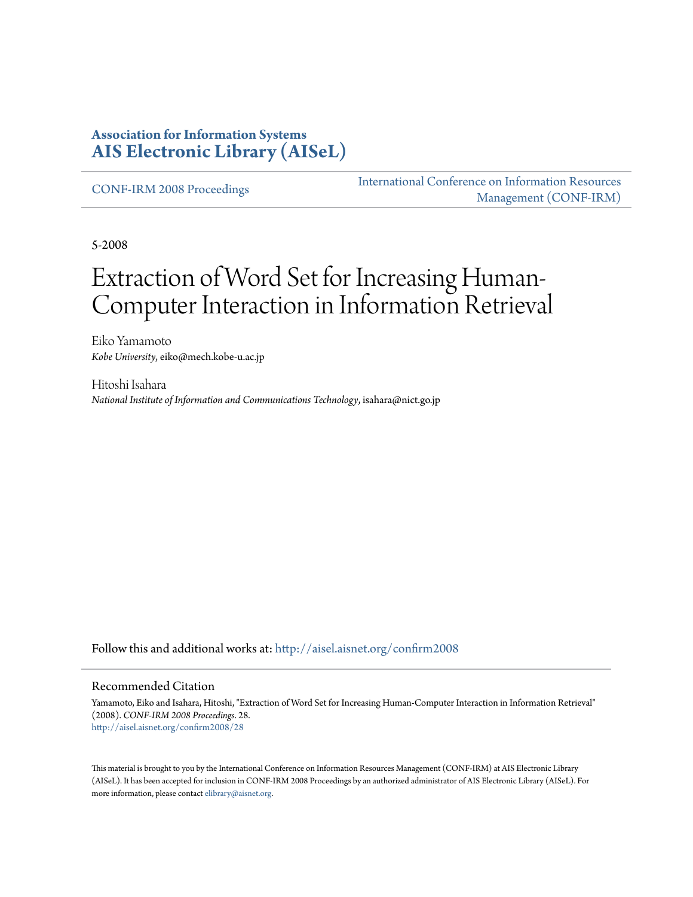**Association for Information Systems**
**AIS Electronic Library (AISeL)**

CONF-IRM 2008 Proceedings

International Conference on Information Resources Management (CONF-IRM)

5-2008

# Extraction of Word Set for Increasing Human-Computer Interaction in Information Retrieval

Eiko Yamamoto
*Kobe University*, eiko@mech.kobe-u.ac.jp

Hitoshi Isahara
*National Institute of Information and Communications Technology*, isahara@nict.go.jp

Follow this and additional works at: http://aisel.aisnet.org/confirm2008

## Recommended Citation

Yamamoto, Eiko and Isahara, Hitoshi, "Extraction of Word Set for Increasing Human-Computer Interaction in Information Retrieval" (2008). *CONF-IRM 2008 Proceedings*. 28.
http://aisel.aisnet.org/confirm2008/28

This material is brought to you by the International Conference on Information Resources Management (CONF-IRM) at AIS Electronic Library (AISeL). It has been accepted for inclusion in CONF-IRM 2008 Proceedings by an authorized administrator of AIS Electronic Library (AISeL). For more information, please contact elibrary@aisnet.org.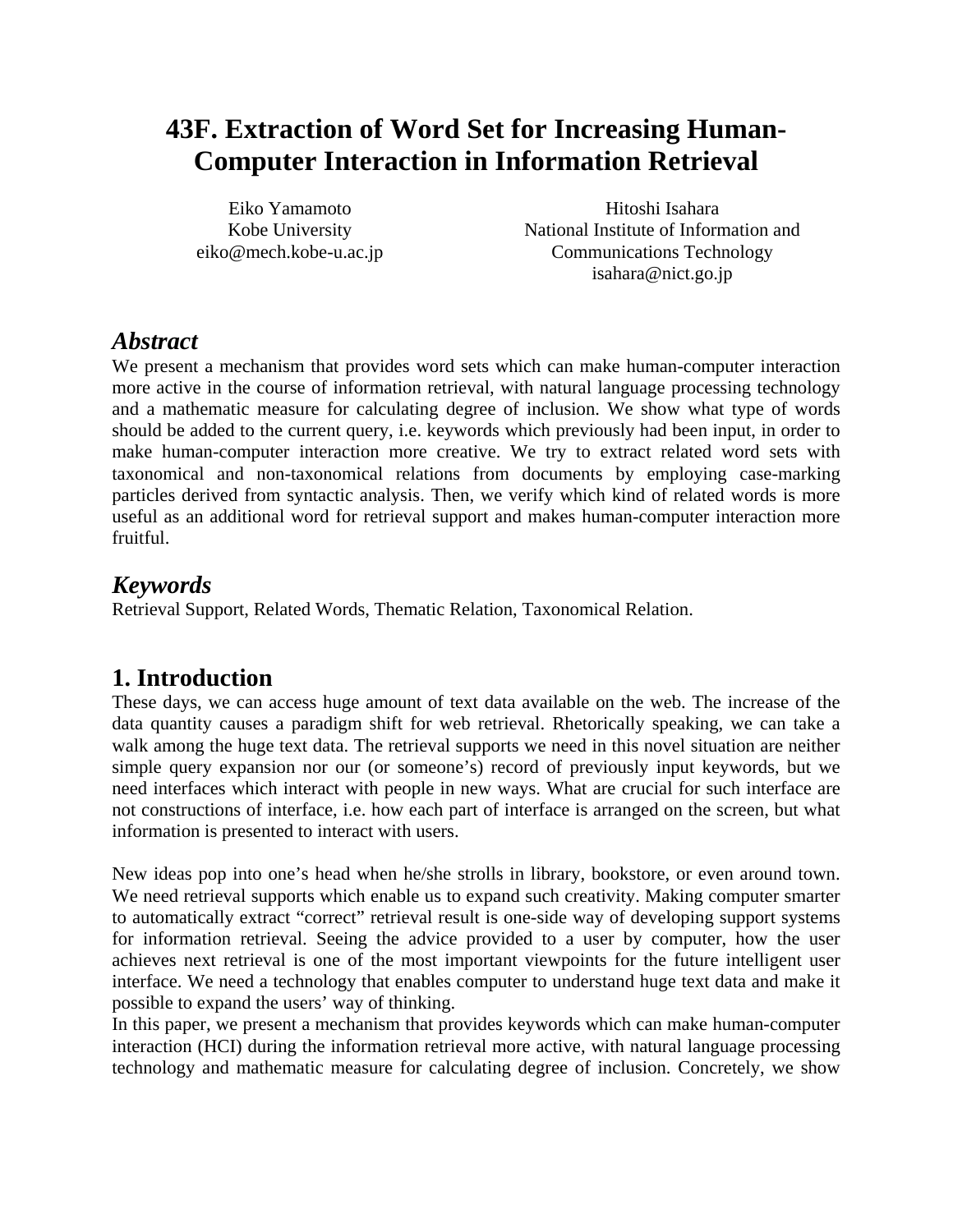# 43F. Extraction of Word Set for Increasing Human-Computer Interaction in Information Retrieval

Eiko Yamamoto
Kobe University
eiko@mech.kobe-u.ac.jp

Hitoshi Isahara
National Institute of Information and Communications Technology
isahara@nict.go.jp

## *Abstract*

We present a mechanism that provides word sets which can make human-computer interaction more active in the course of information retrieval, with natural language processing technology and a mathematic measure for calculating degree of inclusion. We show what type of words should be added to the current query, i.e. keywords which previously had been input, in order to make human-computer interaction more creative. We try to extract related word sets with taxonomical and non-taxonomical relations from documents by employing case-marking particles derived from syntactic analysis. Then, we verify which kind of related words is more useful as an additional word for retrieval support and makes human-computer interaction more fruitful.

## *Keywords*

Retrieval Support, Related Words, Thematic Relation, Taxonomical Relation.

## 1. Introduction

These days, we can access huge amount of text data available on the web. The increase of the data quantity causes a paradigm shift for web retrieval. Rhetorically speaking, we can take a walk among the huge text data. The retrieval supports we need in this novel situation are neither simple query expansion nor our (or someone's) record of previously input keywords, but we need interfaces which interact with people in new ways. What are crucial for such interface are not constructions of interface, i.e. how each part of interface is arranged on the screen, but what information is presented to interact with users.

New ideas pop into one's head when he/she strolls in library, bookstore, or even around town. We need retrieval supports which enable us to expand such creativity. Making computer smarter to automatically extract "correct" retrieval result is one-side way of developing support systems for information retrieval. Seeing the advice provided to a user by computer, how the user achieves next retrieval is one of the most important viewpoints for the future intelligent user interface. We need a technology that enables computer to understand huge text data and make it possible to expand the users' way of thinking.
In this paper, we present a mechanism that provides keywords which can make human-computer interaction (HCI) during the information retrieval more active, with natural language processing technology and mathematic measure for calculating degree of inclusion. Concretely, we show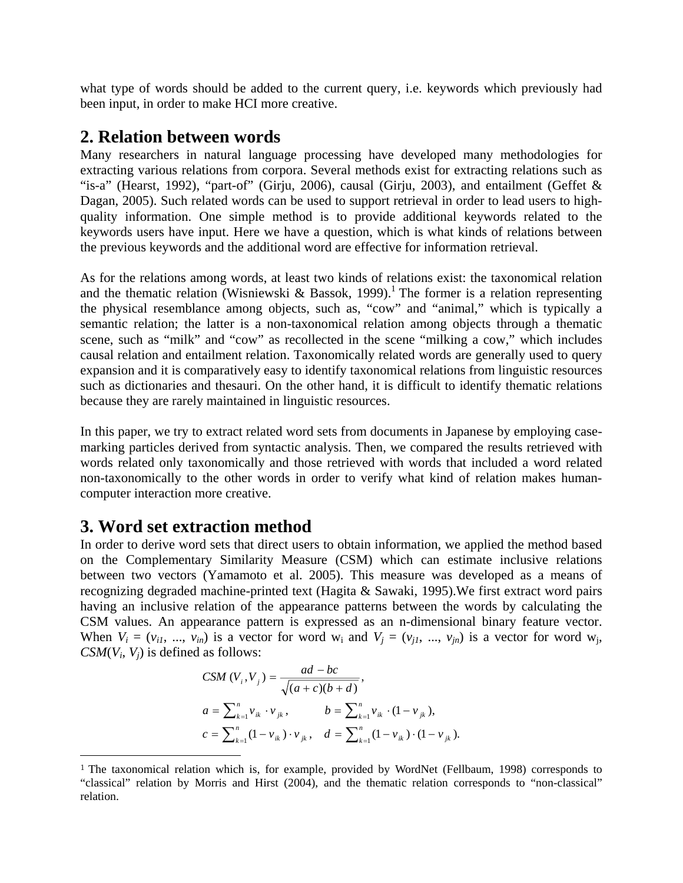what type of words should be added to the current query, i.e. keywords which previously had been input, in order to make HCI more creative.

## 2. Relation between words

Many researchers in natural language processing have developed many methodologies for extracting various relations from corpora. Several methods exist for extracting relations such as "is-a" (Hearst, 1992), "part-of" (Girju, 2006), causal (Girju, 2003), and entailment (Geffet & Dagan, 2005). Such related words can be used to support retrieval in order to lead users to high-quality information. One simple method is to provide additional keywords related to the keywords users have input. Here we have a question, which is what kinds of relations between the previous keywords and the additional word are effective for information retrieval.

As for the relations among words, at least two kinds of relations exist: the taxonomical relation and the thematic relation (Wisniewski & Bassok, 1999).[1] The former is a relation representing the physical resemblance among objects, such as, "cow" and "animal," which is typically a semantic relation; the latter is a non-taxonomical relation among objects through a thematic scene, such as "milk" and "cow" as recollected in the scene "milking a cow," which includes causal relation and entailment relation. Taxonomically related words are generally used to query expansion and it is comparatively easy to identify taxonomical relations from linguistic resources such as dictionaries and thesauri. On the other hand, it is difficult to identify thematic relations because they are rarely maintained in linguistic resources.

In this paper, we try to extract related word sets from documents in Japanese by employing case-marking particles derived from syntactic analysis. Then, we compared the results retrieved with words related only taxonomically and those retrieved with words that included a word related non-taxonomically to the other words in order to verify what kind of relation makes human-computer interaction more creative.

## 3. Word set extraction method

In order to derive word sets that direct users to obtain information, we applied the method based on the Complementary Similarity Measure (CSM) which can estimate inclusive relations between two vectors (Yamamoto et al. 2005). This measure was developed as a means of recognizing degraded machine-printed text (Hagita & Sawaki, 1995).We first extract word pairs having an inclusive relation of the appearance patterns between the words by calculating the CSM values. An appearance pattern is expressed as an n-dimensional binary feature vector. When $V_i = (v_{i1}, ..., v_{in})$ is a vector for word $w_i$ and $V_j = (v_{j1}, ..., v_{jn})$ is a vector for word $w_j$, $CSM(V_i, V_j)$ is defined as follows:

$$CSM(V_i, V_j) = \frac{ad - bc}{\sqrt{(a+c)(b+d)}},$$

$$a = \sum_{k=1}^{n} v_{ik} \cdot v_{jk}, \qquad b = \sum_{k=1}^{n} v_{ik} \cdot (1 - v_{jk}),$$

$$c = \sum_{k=1}^{n} (1 - v_{ik}) \cdot v_{jk}, \quad d = \sum_{k=1}^{n} (1 - v_{ik}) \cdot (1 - v_{jk}).$$

[1] The taxonomical relation which is, for example, provided by WordNet (Fellbaum, 1998) corresponds to "classical" relation by Morris and Hirst (2004), and the thematic relation corresponds to "non-classical" relation.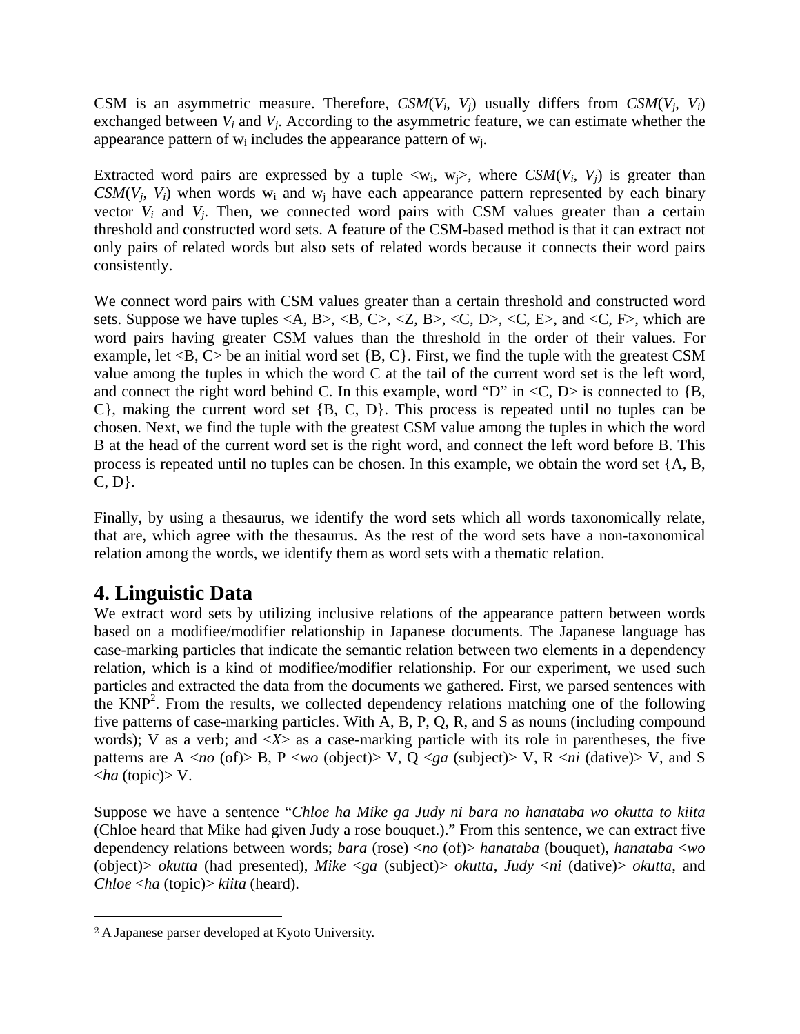CSM is an asymmetric measure. Therefore, $CSM(V_i, V_j)$ usually differs from $CSM(V_j, V_i)$ exchanged between $V_i$ and $V_j$. According to the asymmetric feature, we can estimate whether the appearance pattern of $w_i$ includes the appearance pattern of $w_j$.

Extracted word pairs are expressed by a tuple <$w_i$, $w_j$>, where $CSM(V_i, V_j)$ is greater than $CSM(V_j, V_i)$ when words $w_i$ and $w_j$ have each appearance pattern represented by each binary vector $V_i$ and $V_j$. Then, we connected word pairs with CSM values greater than a certain threshold and constructed word sets. A feature of the CSM-based method is that it can extract not only pairs of related words but also sets of related words because it connects their word pairs consistently.

We connect word pairs with CSM values greater than a certain threshold and constructed word sets. Suppose we have tuples <A, B>, <B, C>, <Z, B>, <C, D>, <C, E>, and <C, F>, which are word pairs having greater CSM values than the threshold in the order of their values. For example, let <B, C> be an initial word set {B, C}. First, we find the tuple with the greatest CSM value among the tuples in which the word C at the tail of the current word set is the left word, and connect the right word behind C. In this example, word "D" in <C, D> is connected to {B, C}, making the current word set {B, C, D}. This process is repeated until no tuples can be chosen. Next, we find the tuple with the greatest CSM value among the tuples in which the word B at the head of the current word set is the right word, and connect the left word before B. This process is repeated until no tuples can be chosen. In this example, we obtain the word set {A, B, C, D}.

Finally, by using a thesaurus, we identify the word sets which all words taxonomically relate, that are, which agree with the thesaurus. As the rest of the word sets have a non-taxonomical relation among the words, we identify them as word sets with a thematic relation.

# 4. Linguistic Data

We extract word sets by utilizing inclusive relations of the appearance pattern between words based on a modifiee/modifier relationship in Japanese documents. The Japanese language has case-marking particles that indicate the semantic relation between two elements in a dependency relation, which is a kind of modifiee/modifier relationship. For our experiment, we used such particles and extracted the data from the documents we gathered. First, we parsed sentences with the KNP[2]. From the results, we collected dependency relations matching one of the following five patterns of case-marking particles. With A, B, P, Q, R, and S as nouns (including compound words); V as a verb; and <*X*> as a case-marking particle with its role in parentheses, the five patterns are A <*no* (of)> B, P <*wo* (object)> V, Q <*ga* (subject)> V, R <*ni* (dative)> V, and S <*ha* (topic)> V.

Suppose we have a sentence "*Chloe ha Mike ga Judy ni bara no hanataba wo okutta to kiita* (Chloe heard that Mike had given Judy a rose bouquet.)." From this sentence, we can extract five dependency relations between words; *bara* (rose) <*no* (of)> *hanataba* (bouquet), *hanataba* <*wo* (object)> *okutta* (had presented), *Mike* <*ga* (subject)> *okutta*, *Judy* <*ni* (dative)> *okutta*, and *Chloe* <*ha* (topic)> *kiita* (heard).

---

[2] A Japanese parser developed at Kyoto University.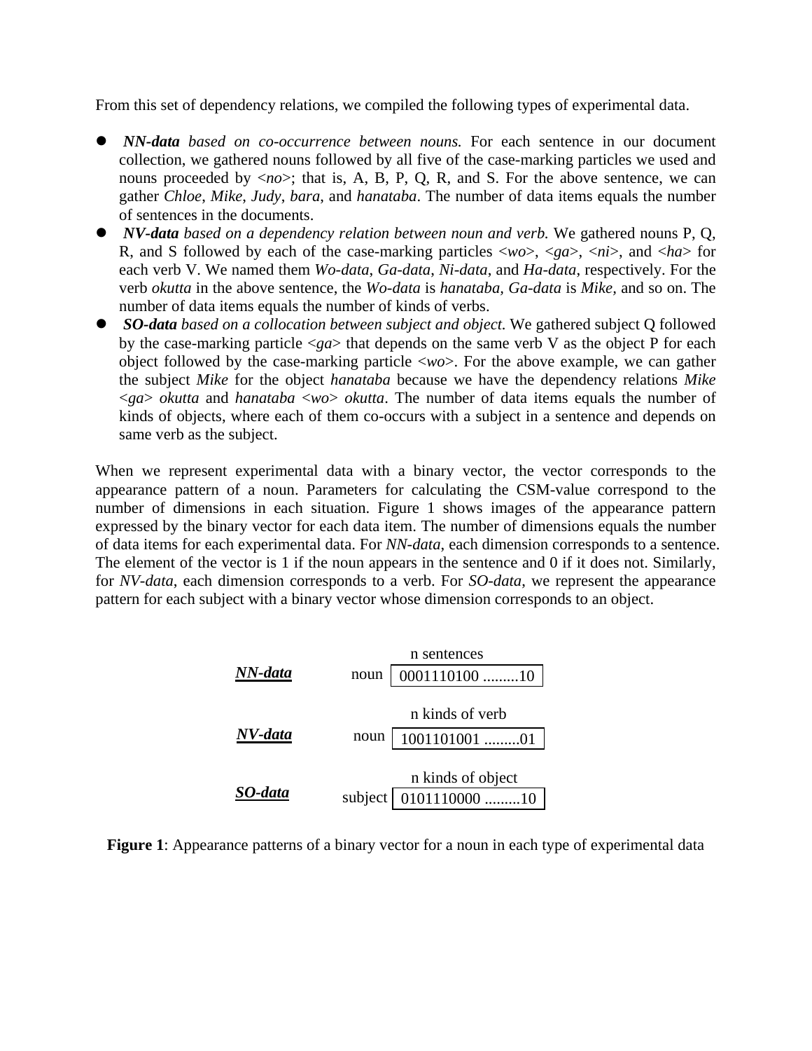From this set of dependency relations, we compiled the following types of experimental data.

- ***NN-data*** *based on co-occurrence between nouns.* For each sentence in our document collection, we gathered nouns followed by all five of the case-marking particles we used and nouns proceeded by <*no*>; that is, A, B, P, Q, R, and S. For the above sentence, we can gather *Chloe*, *Mike*, *Judy*, *bara*, and *hanataba*. The number of data items equals the number of sentences in the documents.
- ***NV-data*** *based on a dependency relation between noun and verb.* We gathered nouns P, Q, R, and S followed by each of the case-marking particles <*wo*>, <*ga*>, <*ni*>, and <*ha*> for each verb V. We named them *Wo-data*, *Ga-data*, *Ni-data*, and *Ha-data*, respectively. For the verb *okutta* in the above sentence, the *Wo-data* is *hanataba*, *Ga-data* is *Mike*, and so on. The number of data items equals the number of kinds of verbs.
- ***SO-data*** *based on a collocation between subject and object.* We gathered subject Q followed by the case-marking particle <*ga*> that depends on the same verb V as the object P for each object followed by the case-marking particle <*wo*>. For the above example, we can gather the subject *Mike* for the object *hanataba* because we have the dependency relations *Mike* <*ga*> *okutta* and *hanataba* <*wo*> *okutta*. The number of data items equals the number of kinds of objects, where each of them co-occurs with a subject in a sentence and depends on same verb as the subject.

When we represent experimental data with a binary vector, the vector corresponds to the appearance pattern of a noun. Parameters for calculating the CSM-value correspond to the number of dimensions in each situation. Figure 1 shows images of the appearance pattern expressed by the binary vector for each data item. The number of dimensions equals the number of data items for each experimental data. For *NN-data*, each dimension corresponds to a sentence. The element of the vector is 1 if the noun appears in the sentence and 0 if it does not. Similarly, for *NV-data*, each dimension corresponds to a verb. For *SO-data*, we represent the appearance pattern for each subject with a binary vector whose dimension corresponds to an object.

| | | |
|---|---|---|
| | | n sentences |
| ***NN-data*** | noun | 0001110100 .........10 |
| | | n kinds of verb |
| ***NV-data*** | noun | 1001101001 .........01 |
| | | n kinds of object |
| ***SO-data*** | subject | 0101110000 .........10 |

**Figure 1**: Appearance patterns of a binary vector for a noun in each type of experimental data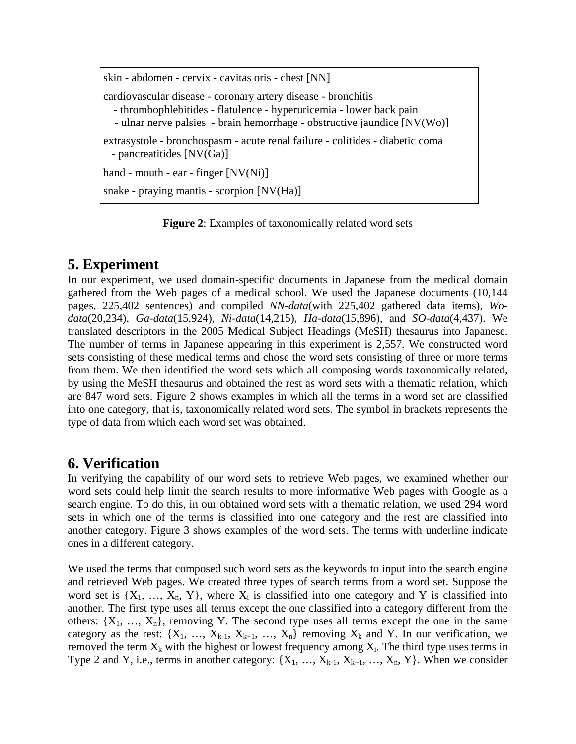skin - abdomen - cervix - cavitas oris - chest [NN]

cardiovascular disease - coronary artery disease - bronchitis
 - thrombophlebitides - flatulence - hyperuricemia - lower back pain
 - ulnar nerve palsies - brain hemorrhage - obstructive jaundice [NV(Wo)]

extrasystole - bronchospasm - acute renal failure - colitides - diabetic coma
 - pancreatitides [NV(Ga)]

hand - mouth - ear - finger [NV(Ni)]

snake - praying mantis - scorpion [NV(Ha)]

**Figure 2**: Examples of taxonomically related word sets

## 5. Experiment

In our experiment, we used domain-specific documents in Japanese from the medical domain gathered from the Web pages of a medical school. We used the Japanese documents (10,144 pages, 225,402 sentences) and compiled *NN-data*(with 225,402 gathered data items), *Wo-data*(20,234), *Ga-data*(15,924), *Ni-data*(14,215), *Ha-data*(15,896), and *SO-data*(4,437). We translated descriptors in the 2005 Medical Subject Headings (MeSH) thesaurus into Japanese. The number of terms in Japanese appearing in this experiment is 2,557. We constructed word sets consisting of these medical terms and chose the word sets consisting of three or more terms from them. We then identified the word sets which all composing words taxonomically related, by using the MeSH thesaurus and obtained the rest as word sets with a thematic relation, which are 847 word sets. Figure 2 shows examples in which all the terms in a word set are classified into one category, that is, taxonomically related word sets. The symbol in brackets represents the type of data from which each word set was obtained.

## 6. Verification

In verifying the capability of our word sets to retrieve Web pages, we examined whether our word sets could help limit the search results to more informative Web pages with Google as a search engine. To do this, in our obtained word sets with a thematic relation, we used 294 word sets in which one of the terms is classified into one category and the rest are classified into another category. Figure 3 shows examples of the word sets. The terms with underline indicate ones in a different category.

We used the terms that composed such word sets as the keywords to input into the search engine and retrieved Web pages. We created three types of search terms from a word set. Suppose the word set is $\{X_1, \ldots, X_n, Y\}$, where $X_i$ is classified into one category and Y is classified into another. The first type uses all terms except the one classified into a category different from the others: $\{X_1, \ldots, X_n\}$, removing Y. The second type uses all terms except the one in the same category as the rest: $\{X_1, \ldots, X_{k-1}, X_{k+1}, \ldots, X_n\}$ removing $X_k$ and Y. In our verification, we removed the term $X_k$ with the highest or lowest frequency among $X_i$. The third type uses terms in Type 2 and Y, i.e., terms in another category: $\{X_1, \ldots, X_{k-1}, X_{k+1}, \ldots, X_n, Y\}$. When we consider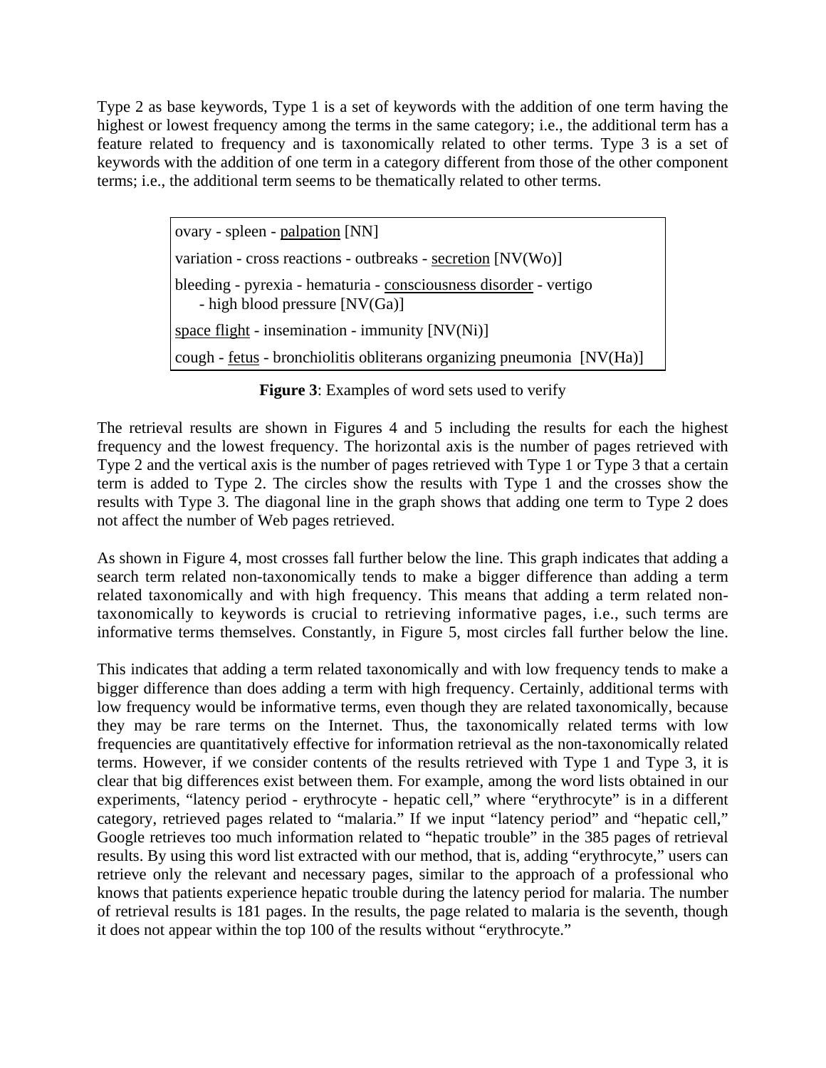Type 2 as base keywords, Type 1 is a set of keywords with the addition of one term having the highest or lowest frequency among the terms in the same category; i.e., the additional term has a feature related to frequency and is taxonomically related to other terms. Type 3 is a set of keywords with the addition of one term in a category different from those of the other component terms; i.e., the additional term seems to be thematically related to other terms.

ovary - spleen - <u>palpation</u> [NN]

variation - cross reactions - outbreaks - <u>secretion</u> [NV(Wo)]

bleeding - pyrexia - hematuria - <u>consciousness disorder</u> - vertigo - high blood pressure [NV(Ga)]

<u>space flight</u> - insemination - immunity [NV(Ni)]

cough - <u>fetus</u> - bronchiolitis obliterans organizing pneumonia [NV(Ha)]

**Figure 3**: Examples of word sets used to verify

The retrieval results are shown in Figures 4 and 5 including the results for each the highest frequency and the lowest frequency. The horizontal axis is the number of pages retrieved with Type 2 and the vertical axis is the number of pages retrieved with Type 1 or Type 3 that a certain term is added to Type 2. The circles show the results with Type 1 and the crosses show the results with Type 3. The diagonal line in the graph shows that adding one term to Type 2 does not affect the number of Web pages retrieved.

As shown in Figure 4, most crosses fall further below the line. This graph indicates that adding a search term related non-taxonomically tends to make a bigger difference than adding a term related taxonomically and with high frequency. This means that adding a term related non-taxonomically to keywords is crucial to retrieving informative pages, i.e., such terms are informative terms themselves. Constantly, in Figure 5, most circles fall further below the line.

This indicates that adding a term related taxonomically and with low frequency tends to make a bigger difference than does adding a term with high frequency. Certainly, additional terms with low frequency would be informative terms, even though they are related taxonomically, because they may be rare terms on the Internet. Thus, the taxonomically related terms with low frequencies are quantitatively effective for information retrieval as the non-taxonomically related terms. However, if we consider contents of the results retrieved with Type 1 and Type 3, it is clear that big differences exist between them. For example, among the word lists obtained in our experiments, "latency period - erythrocyte - hepatic cell," where "erythrocyte" is in a different category, retrieved pages related to "malaria." If we input "latency period" and "hepatic cell," Google retrieves too much information related to "hepatic trouble" in the 385 pages of retrieval results. By using this word list extracted with our method, that is, adding "erythrocyte," users can retrieve only the relevant and necessary pages, similar to the approach of a professional who knows that patients experience hepatic trouble during the latency period for malaria. The number of retrieval results is 181 pages. In the results, the page related to malaria is the seventh, though it does not appear within the top 100 of the results without "erythrocyte."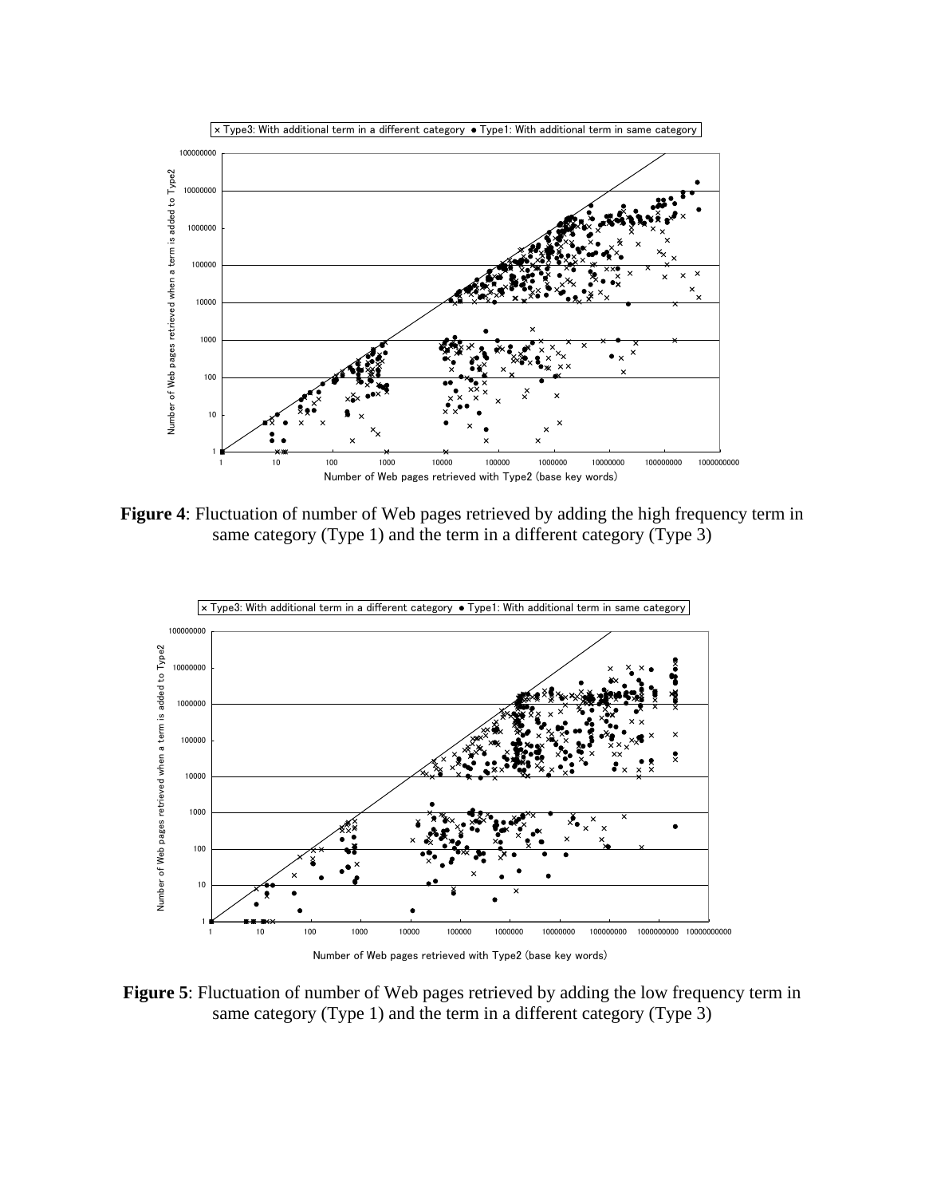**Figure 4**: Fluctuation of number of Web pages retrieved by adding the high frequency term in same category (Type 1) and the term in a different category (Type 3)

**Figure 5**: Fluctuation of number of Web pages retrieved by adding the low frequency term in same category (Type 1) and the term in a different category (Type 3)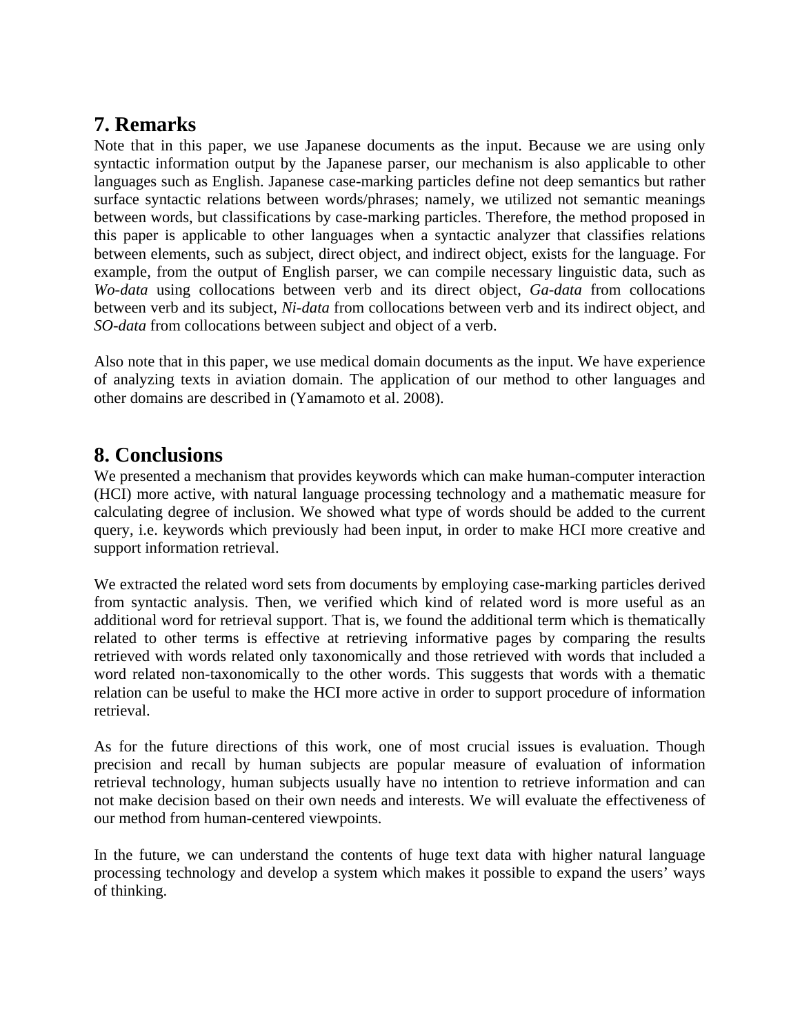## 7. Remarks

Note that in this paper, we use Japanese documents as the input. Because we are using only syntactic information output by the Japanese parser, our mechanism is also applicable to other languages such as English. Japanese case-marking particles define not deep semantics but rather surface syntactic relations between words/phrases; namely, we utilized not semantic meanings between words, but classifications by case-marking particles. Therefore, the method proposed in this paper is applicable to other languages when a syntactic analyzer that classifies relations between elements, such as subject, direct object, and indirect object, exists for the language. For example, from the output of English parser, we can compile necessary linguistic data, such as *Wo-data* using collocations between verb and its direct object, *Ga-data* from collocations between verb and its subject, *Ni-data* from collocations between verb and its indirect object, and *SO-data* from collocations between subject and object of a verb.

Also note that in this paper, we use medical domain documents as the input. We have experience of analyzing texts in aviation domain. The application of our method to other languages and other domains are described in (Yamamoto et al. 2008).

## 8. Conclusions

We presented a mechanism that provides keywords which can make human-computer interaction (HCI) more active, with natural language processing technology and a mathematic measure for calculating degree of inclusion. We showed what type of words should be added to the current query, i.e. keywords which previously had been input, in order to make HCI more creative and support information retrieval.

We extracted the related word sets from documents by employing case-marking particles derived from syntactic analysis. Then, we verified which kind of related word is more useful as an additional word for retrieval support. That is, we found the additional term which is thematically related to other terms is effective at retrieving informative pages by comparing the results retrieved with words related only taxonomically and those retrieved with words that included a word related non-taxonomically to the other words. This suggests that words with a thematic relation can be useful to make the HCI more active in order to support procedure of information retrieval.

As for the future directions of this work, one of most crucial issues is evaluation. Though precision and recall by human subjects are popular measure of evaluation of information retrieval technology, human subjects usually have no intention to retrieve information and can not make decision based on their own needs and interests. We will evaluate the effectiveness of our method from human-centered viewpoints.

In the future, we can understand the contents of huge text data with higher natural language processing technology and develop a system which makes it possible to expand the users' ways of thinking.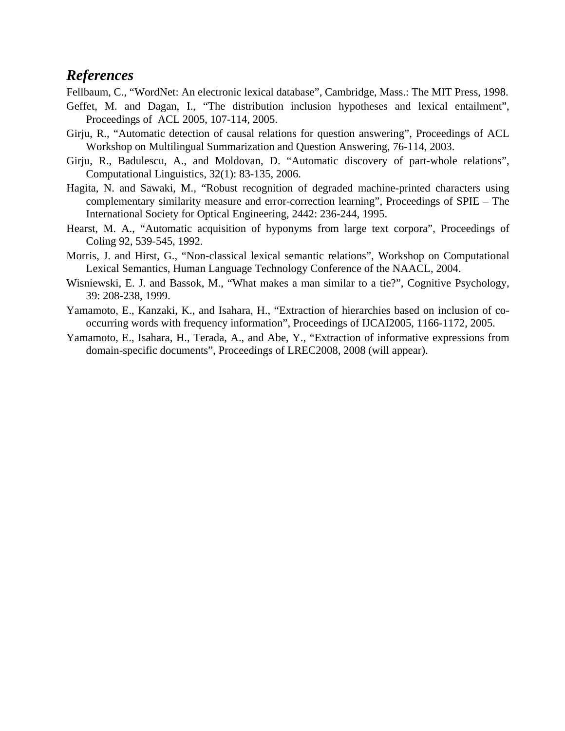## *References*

Fellbaum, C., "WordNet: An electronic lexical database", Cambridge, Mass.: The MIT Press, 1998.

Geffet, M. and Dagan, I., "The distribution inclusion hypotheses and lexical entailment", Proceedings of ACL 2005, 107-114, 2005.

Girju, R., "Automatic detection of causal relations for question answering", Proceedings of ACL Workshop on Multilingual Summarization and Question Answering, 76-114, 2003.

Girju, R., Badulescu, A., and Moldovan, D. "Automatic discovery of part-whole relations", Computational Linguistics, 32(1): 83-135, 2006.

Hagita, N. and Sawaki, M., "Robust recognition of degraded machine-printed characters using complementary similarity measure and error-correction learning", Proceedings of SPIE – The International Society for Optical Engineering, 2442: 236-244, 1995.

Hearst, M. A., "Automatic acquisition of hyponyms from large text corpora", Proceedings of Coling 92, 539-545, 1992.

Morris, J. and Hirst, G., "Non-classical lexical semantic relations", Workshop on Computational Lexical Semantics, Human Language Technology Conference of the NAACL, 2004.

Wisniewski, E. J. and Bassok, M., "What makes a man similar to a tie?", Cognitive Psychology, 39: 208-238, 1999.

Yamamoto, E., Kanzaki, K., and Isahara, H., "Extraction of hierarchies based on inclusion of co-occurring words with frequency information", Proceedings of IJCAI2005, 1166-1172, 2005.

Yamamoto, E., Isahara, H., Terada, A., and Abe, Y., "Extraction of informative expressions from domain-specific documents", Proceedings of LREC2008, 2008 (will appear).